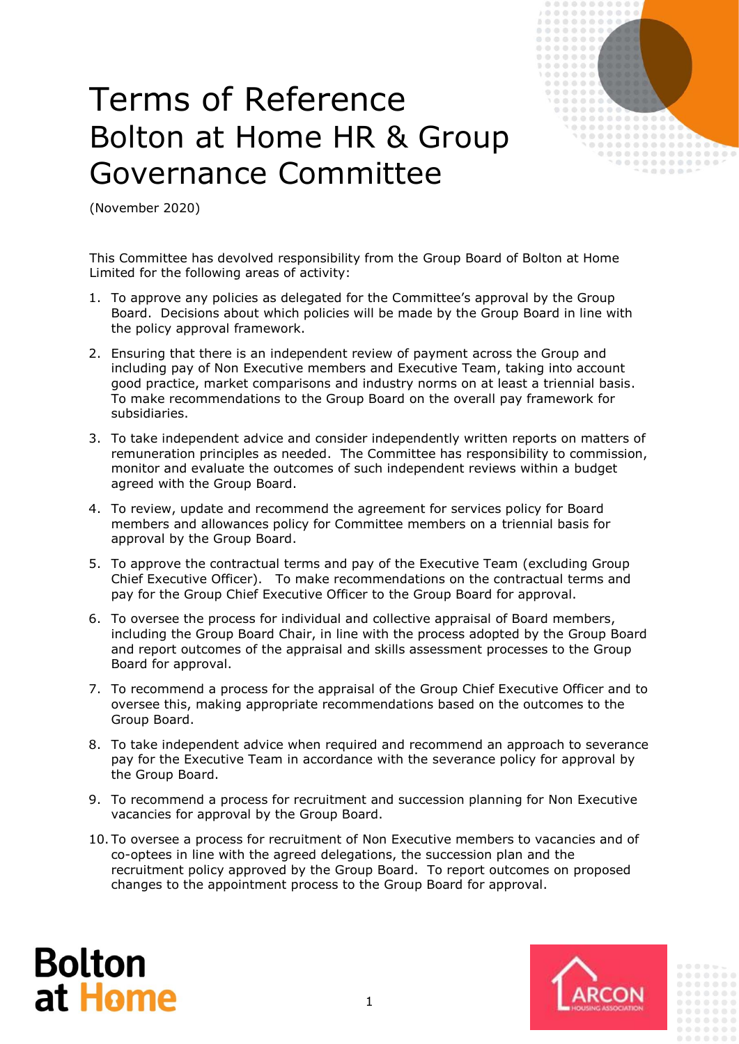# Terms of Reference
# Bolton at Home HR & Group Governance Committee

(November 2020)

This Committee has devolved responsibility from the Group Board of Bolton at Home Limited for the following areas of activity:

1. To approve any policies as delegated for the Committee's approval by the Group Board. Decisions about which policies will be made by the Group Board in line with the policy approval framework.
2. Ensuring that there is an independent review of payment across the Group and including pay of Non Executive members and Executive Team, taking into account good practice, market comparisons and industry norms on at least a triennial basis. To make recommendations to the Group Board on the overall pay framework for subsidiaries.
3. To take independent advice and consider independently written reports on matters of remuneration principles as needed. The Committee has responsibility to commission, monitor and evaluate the outcomes of such independent reviews within a budget agreed with the Group Board.
4. To review, update and recommend the agreement for services policy for Board members and allowances policy for Committee members on a triennial basis for approval by the Group Board.
5. To approve the contractual terms and pay of the Executive Team (excluding Group Chief Executive Officer). To make recommendations on the contractual terms and pay for the Group Chief Executive Officer to the Group Board for approval.
6. To oversee the process for individual and collective appraisal of Board members, including the Group Board Chair, in line with the process adopted by the Group Board and report outcomes of the appraisal and skills assessment processes to the Group Board for approval.
7. To recommend a process for the appraisal of the Group Chief Executive Officer and to oversee this, making appropriate recommendations based on the outcomes to the Group Board.
8. To take independent advice when required and recommend an approach to severance pay for the Executive Team in accordance with the severance policy for approval by the Group Board.
9. To recommend a process for recruitment and succession planning for Non Executive vacancies for approval by the Group Board.
10. To oversee a process for recruitment of Non Executive members to vacancies and of co-optees in line with the agreed delegations, the succession plan and the recruitment policy approved by the Group Board. To report outcomes on proposed changes to the appointment process to the Group Board for approval.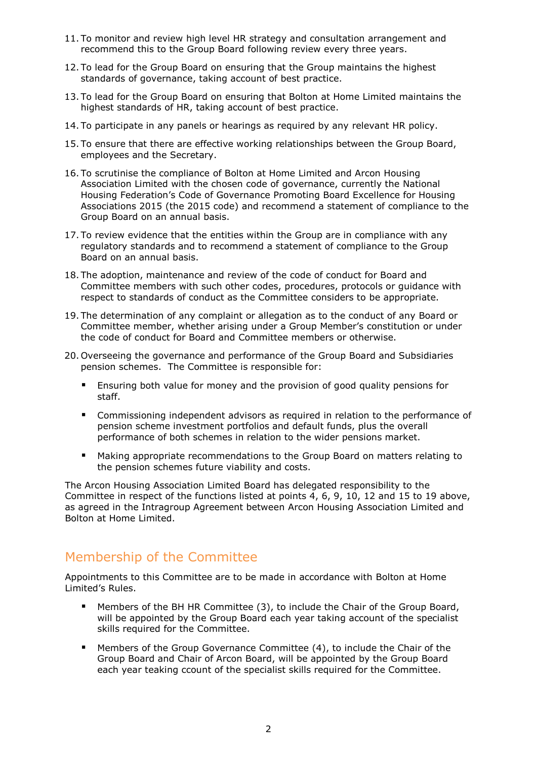11. To monitor and review high level HR strategy and consultation arrangement and recommend this to the Group Board following review every three years.

12. To lead for the Group Board on ensuring that the Group maintains the highest standards of governance, taking account of best practice.

13. To lead for the Group Board on ensuring that Bolton at Home Limited maintains the highest standards of HR, taking account of best practice.

14. To participate in any panels or hearings as required by any relevant HR policy.

15. To ensure that there are effective working relationships between the Group Board, employees and the Secretary.

16. To scrutinise the compliance of Bolton at Home Limited and Arcon Housing Association Limited with the chosen code of governance, currently the National Housing Federation's Code of Governance Promoting Board Excellence for Housing Associations 2015 (the 2015 code) and recommend a statement of compliance to the Group Board on an annual basis.

17. To review evidence that the entities within the Group are in compliance with any regulatory standards and to recommend a statement of compliance to the Group Board on an annual basis.

18. The adoption, maintenance and review of the code of conduct for Board and Committee members with such other codes, procedures, protocols or guidance with respect to standards of conduct as the Committee considers to be appropriate.

19. The determination of any complaint or allegation as to the conduct of any Board or Committee member, whether arising under a Group Member's constitution or under the code of conduct for Board and Committee members or otherwise.

20. Overseeing the governance and performance of the Group Board and Subsidiaries pension schemes. The Committee is responsible for:

    - Ensuring both value for money and the provision of good quality pensions for staff.
    - Commissioning independent advisors as required in relation to the performance of pension scheme investment portfolios and default funds, plus the overall performance of both schemes in relation to the wider pensions market.
    - Making appropriate recommendations to the Group Board on matters relating to the pension schemes future viability and costs.

The Arcon Housing Association Limited Board has delegated responsibility to the Committee in respect of the functions listed at points 4, 6, 9, 10, 12 and 15 to 19 above, as agreed in the Intragroup Agreement between Arcon Housing Association Limited and Bolton at Home Limited.

## Membership of the Committee

Appointments to this Committee are to be made in accordance with Bolton at Home Limited's Rules.

- Members of the BH HR Committee (3), to include the Chair of the Group Board, will be appointed by the Group Board each year taking account of the specialist skills required for the Committee.
- Members of the Group Governance Committee (4), to include the Chair of the Group Board and Chair of Arcon Board, will be appointed by the Group Board each year teaking ccount of the specialist skills required for the Committee.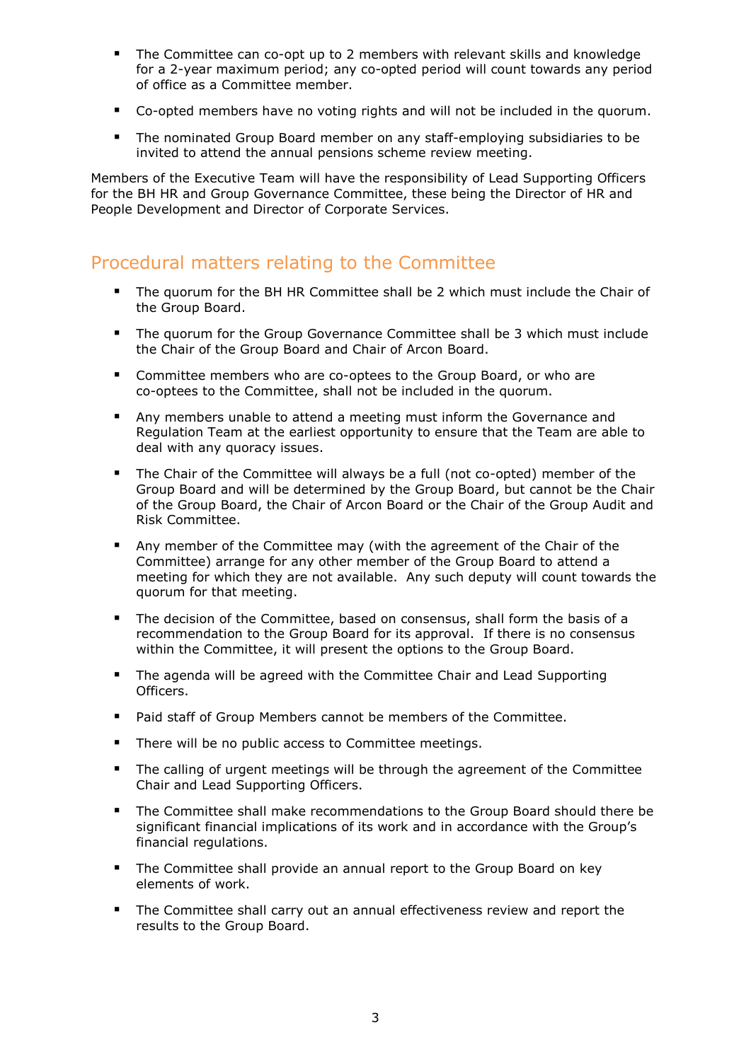- The Committee can co-opt up to 2 members with relevant skills and knowledge for a 2-year maximum period; any co-opted period will count towards any period of office as a Committee member.
- Co-opted members have no voting rights and will not be included in the quorum.
- The nominated Group Board member on any staff-employing subsidiaries to be invited to attend the annual pensions scheme review meeting.

Members of the Executive Team will have the responsibility of Lead Supporting Officers for the BH HR and Group Governance Committee, these being the Director of HR and People Development and Director of Corporate Services.

## Procedural matters relating to the Committee

- The quorum for the BH HR Committee shall be 2 which must include the Chair of the Group Board.
- The quorum for the Group Governance Committee shall be 3 which must include the Chair of the Group Board and Chair of Arcon Board.
- Committee members who are co-optees to the Group Board, or who are co-optees to the Committee, shall not be included in the quorum.
- Any members unable to attend a meeting must inform the Governance and Regulation Team at the earliest opportunity to ensure that the Team are able to deal with any quoracy issues.
- The Chair of the Committee will always be a full (not co-opted) member of the Group Board and will be determined by the Group Board, but cannot be the Chair of the Group Board, the Chair of Arcon Board or the Chair of the Group Audit and Risk Committee.
- Any member of the Committee may (with the agreement of the Chair of the Committee) arrange for any other member of the Group Board to attend a meeting for which they are not available. Any such deputy will count towards the quorum for that meeting.
- The decision of the Committee, based on consensus, shall form the basis of a recommendation to the Group Board for its approval. If there is no consensus within the Committee, it will present the options to the Group Board.
- The agenda will be agreed with the Committee Chair and Lead Supporting Officers.
- Paid staff of Group Members cannot be members of the Committee.
- There will be no public access to Committee meetings.
- The calling of urgent meetings will be through the agreement of the Committee Chair and Lead Supporting Officers.
- The Committee shall make recommendations to the Group Board should there be significant financial implications of its work and in accordance with the Group's financial regulations.
- The Committee shall provide an annual report to the Group Board on key elements of work.
- The Committee shall carry out an annual effectiveness review and report the results to the Group Board.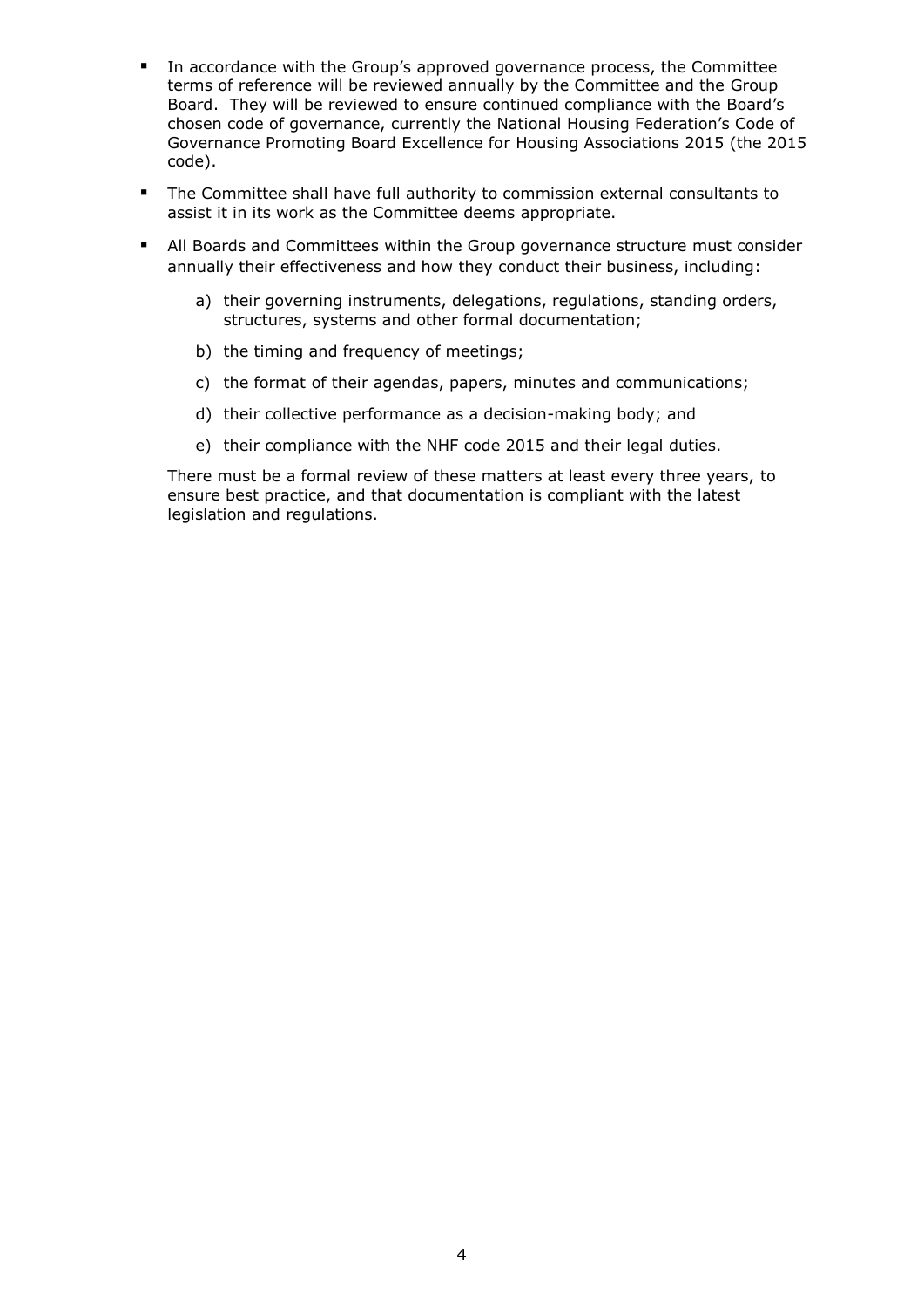- In accordance with the Group's approved governance process, the Committee terms of reference will be reviewed annually by the Committee and the Group Board. They will be reviewed to ensure continued compliance with the Board's chosen code of governance, currently the National Housing Federation's Code of Governance Promoting Board Excellence for Housing Associations 2015 (the 2015 code).
- The Committee shall have full authority to commission external consultants to assist it in its work as the Committee deems appropriate.
- All Boards and Committees within the Group governance structure must consider annually their effectiveness and how they conduct their business, including:

  a) their governing instruments, delegations, regulations, standing orders, structures, systems and other formal documentation;

  b) the timing and frequency of meetings;

  c) the format of their agendas, papers, minutes and communications;

  d) their collective performance as a decision-making body; and

  e) their compliance with the NHF code 2015 and their legal duties.

  There must be a formal review of these matters at least every three years, to ensure best practice, and that documentation is compliant with the latest legislation and regulations.